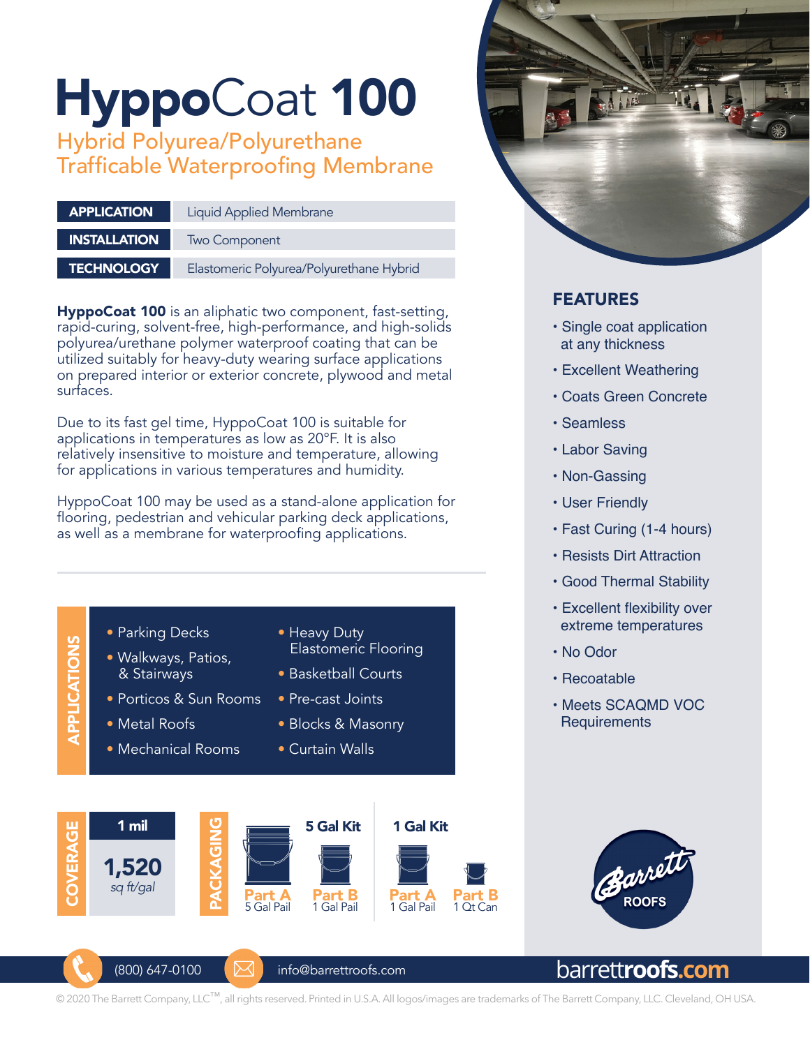# HyppoCoat 100

## Hybrid Polyurea/Polyurethane Trafficable Waterproofing Membrane

| | |
|---|---|
| **APPLICATION** | Liquid Applied Membrane |
| **INSTALLATION** | Two Component |
| **TECHNOLOGY** | Elastomeric Polyurea/Polyurethane Hybrid |

**HyppoCoat 100** is an aliphatic two component, fast-setting, rapid-curing, solvent-free, high-performance, and high-solids polyurea/urethane polymer waterproof coating that can be utilized suitably for heavy-duty wearing surface applications on prepared interior or exterior concrete, plywood and metal surfaces.

Due to its fast gel time, HyppoCoat 100 is suitable for applications in temperatures as low as 20°F. It is also relatively insensitive to moisture and temperature, allowing for applications in various temperatures and humidity.

HyppoCoat 100 may be used as a stand-alone application for flooring, pedestrian and vehicular parking deck applications, as well as a membrane for waterproofing applications.

## APPLICATIONS

- Parking Decks
- Walkways, Patios, & Stairways
- Porticos & Sun Rooms
- Metal Roofs
- Mechanical Rooms
- Heavy Duty Elastomeric Flooring
- Basketball Courts
- Pre-cast Joints
- Blocks & Masonry
- Curtain Walls

## COVERAGE

**1 mil**

**1,520** *sq ft/gal*

## PACKAGING

**5 Gal Kit**
- **Part A** 5 Gal Pail
- **Part B** 1 Gal Pail

**1 Gal Kit**
- **Part A** 1 Gal Pail
- **Part B** 1 Qt Can

## FEATURES

- Single coat application at any thickness
- Excellent Weathering
- Coats Green Concrete
- Seamless
- Labor Saving
- Non-Gassing
- User Friendly
- Fast Curing (1-4 hours)
- Resists Dirt Attraction
- Good Thermal Stability
- Excellent flexibility over extreme temperatures
- No Odor
- Recoatable
- Meets SCAQMD VOC Requirements

Barrett ROOFS

(800) 647-0100 info@barrettroofs.com barrettroofs.com

© 2020 The Barrett Company, LLC™, all rights reserved. Printed in U.S.A. All logos/images are trademarks of The Barrett Company, LLC. Cleveland, OH USA.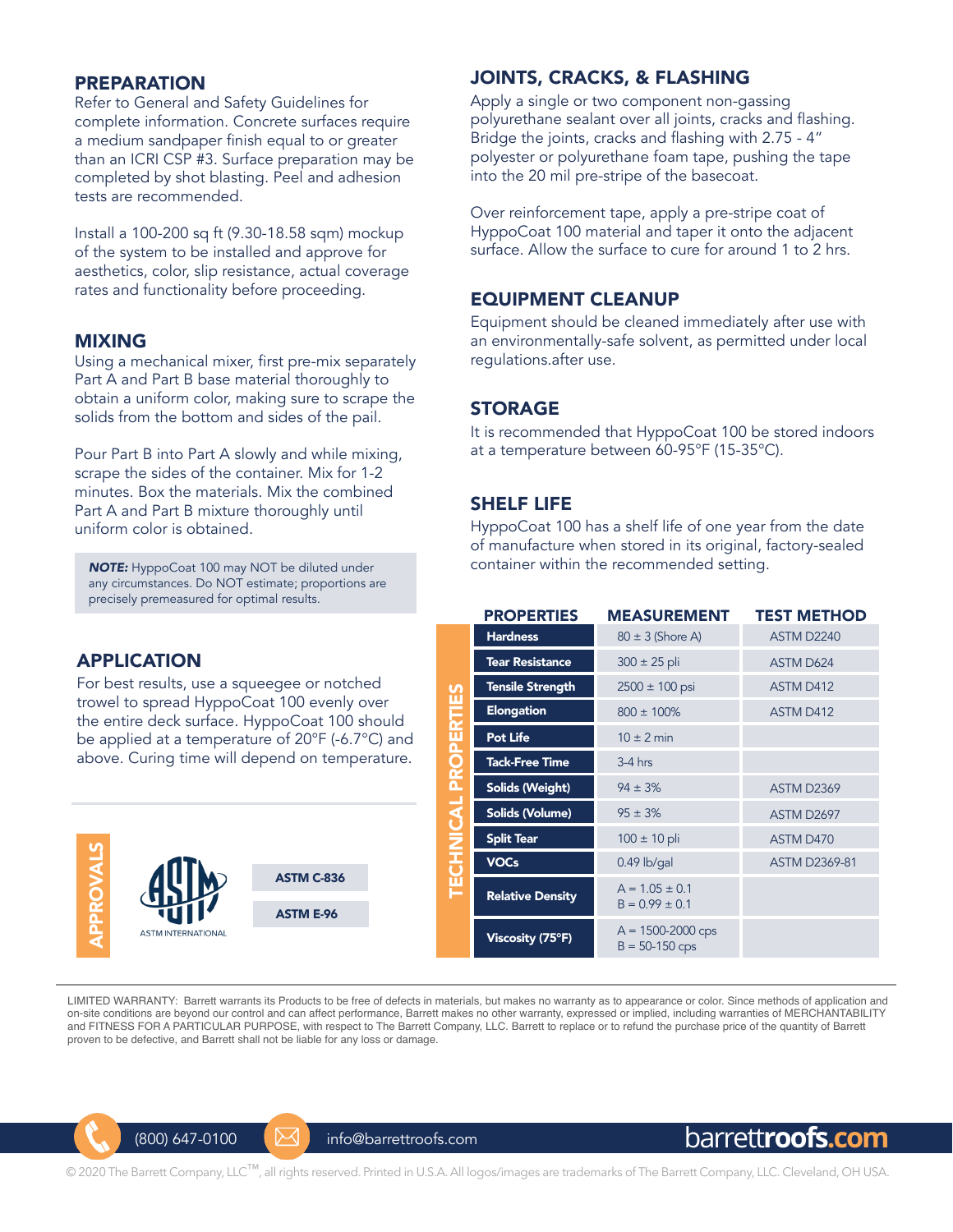## PREPARATION

Refer to General and Safety Guidelines for complete information. Concrete surfaces require a medium sandpaper finish equal to or greater than an ICRI CSP #3. Surface preparation may be completed by shot blasting. Peel and adhesion tests are recommended.

Install a 100-200 sq ft (9.30-18.58 sqm) mockup of the system to be installed and approve for aesthetics, color, slip resistance, actual coverage rates and functionality before proceeding.

## MIXING

Using a mechanical mixer, first pre-mix separately Part A and Part B base material thoroughly to obtain a uniform color, making sure to scrape the solids from the bottom and sides of the pail.

Pour Part B into Part A slowly and while mixing, scrape the sides of the container. Mix for 1-2 minutes. Box the materials. Mix the combined Part A and Part B mixture thoroughly until uniform color is obtained.

> ***NOTE:*** HyppoCoat 100 may NOT be diluted under any circumstances. Do NOT estimate; proportions are precisely premeasured for optimal results.

## APPLICATION

For best results, use a squeegee or notched trowel to spread HyppoCoat 100 evenly over the entire deck surface. HyppoCoat 100 should be applied at a temperature of 20°F (-6.7°C) and above. Curing time will depend on temperature.

## APPROVALS

ASTM INTERNATIONAL

- ASTM C-836
- ASTM E-96

## JOINTS, CRACKS, & FLASHING

Apply a single or two component non-gassing polyurethane sealant over all joints, cracks and flashing. Bridge the joints, cracks and flashing with 2.75 - 4" polyester or polyurethane foam tape, pushing the tape into the 20 mil pre-stripe of the basecoat.

Over reinforcement tape, apply a pre-stripe coat of HyppoCoat 100 material and taper it onto the adjacent surface. Allow the surface to cure for around 1 to 2 hrs.

## EQUIPMENT CLEANUP

Equipment should be cleaned immediately after use with an environmentally-safe solvent, as permitted under local regulations.after use.

## STORAGE

It is recommended that HyppoCoat 100 be stored indoors at a temperature between 60-95°F (15-35°C).

## SHELF LIFE

HyppoCoat 100 has a shelf life of one year from the date of manufacture when stored in its original, factory-sealed container within the recommended setting.

## TECHNICAL PROPERTIES

| PROPERTIES | MEASUREMENT | TEST METHOD |
|---|---|---|
| Hardness | 80 ± 3 (Shore A) | ASTM D2240 |
| Tear Resistance | 300 ± 25 pli | ASTM D624 |
| Tensile Strength | 2500 ± 100 psi | ASTM D412 |
| Elongation | 800 ± 100% | ASTM D412 |
| Pot Life | 10 ± 2 min | |
| Tack-Free Time | 3-4 hrs | |
| Solids (Weight) | 94 ± 3% | ASTM D2369 |
| Solids (Volume) | 95 ± 3% | ASTM D2697 |
| Split Tear | 100 ± 10 pli | ASTM D470 |
| VOCs | 0.49 lb/gal | ASTM D2369-81 |
| Relative Density | A = 1.05 ± 0.1<br>B = 0.99 ± 0.1 | |
| Viscosity (75°F) | A = 1500-2000 cps<br>B = 50-150 cps | |

LIMITED WARRANTY: Barrett warrants its Products to be free of defects in materials, but makes no warranty as to appearance or color. Since methods of application and on-site conditions are beyond our control and can affect performance, Barrett makes no other warranty, expressed or implied, including warranties of MERCHANTABILITY and FITNESS FOR A PARTICULAR PURPOSE, with respect to The Barrett Company, LLC. Barrett to replace or to refund the purchase price of the quantity of Barrett proven to be defective, and Barrett shall not be liable for any loss or damage.

(800) 647-0100 info@barrettroofs.com barrettroofs.com

© 2020 The Barrett Company, LLC™, all rights reserved. Printed in U.S.A. All logos/images are trademarks of The Barrett Company, LLC. Cleveland, OH USA.